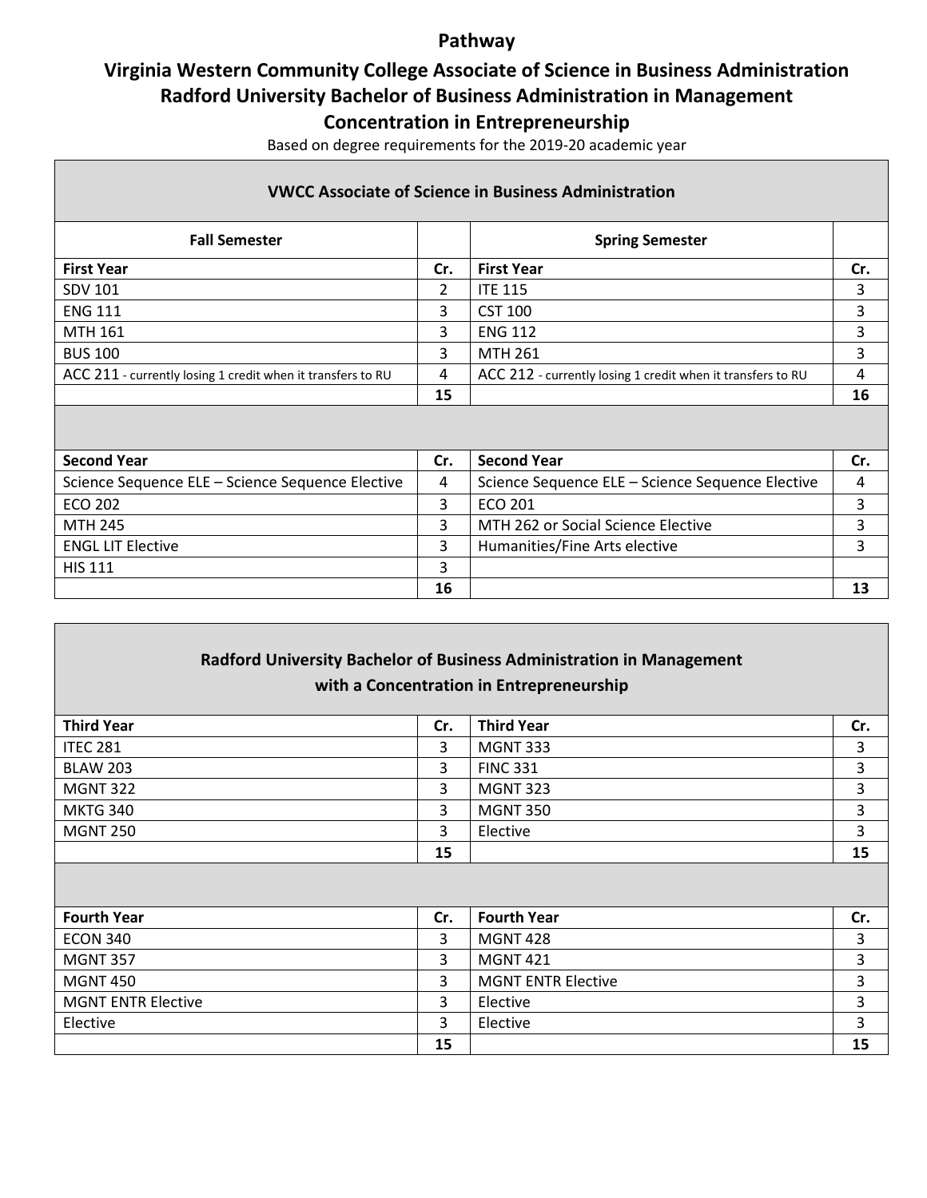# Pathway

## Virginia Western Community College Associate of Science in Business Administration
## Radford University Bachelor of Business Administration in Management
## Concentration in Entrepreneurship

Based on degree requirements for the 2019-20 academic year

| VWCC Associate of Science in Business Administration | | | |
|---|---|---|---|
| **Fall Semester** | | **Spring Semester** | |
| **First Year** | **Cr.** | **First Year** | **Cr.** |
| SDV 101 | 2 | ITE 115 | 3 |
| ENG 111 | 3 | CST 100 | 3 |
| MTH 161 | 3 | ENG 112 | 3 |
| BUS 100 | 3 | MTH 261 | 3 |
| ACC 211 - currently losing 1 credit when it transfers to RU | 4 | ACC 212 - currently losing 1 credit when it transfers to RU | 4 |
| | **15** | | **16** |
| **Second Year** | **Cr.** | **Second Year** | **Cr.** |
| Science Sequence ELE – Science Sequence Elective | 4 | Science Sequence ELE – Science Sequence Elective | 4 |
| ECO 202 | 3 | ECO 201 | 3 |
| MTH 245 | 3 | MTH 262 or Social Science Elective | 3 |
| ENGL LIT Elective | 3 | Humanities/Fine Arts elective | 3 |
| HIS 111 | 3 | | |
| | **16** | | **13** |

| Radford University Bachelor of Business Administration in Management with a Concentration in Entrepreneurship | | | |
|---|---|---|---|
| **Third Year** | **Cr.** | **Third Year** | **Cr.** |
| ITEC 281 | 3 | MGNT 333 | 3 |
| BLAW 203 | 3 | FINC 331 | 3 |
| MGNT 322 | 3 | MGNT 323 | 3 |
| MKTG 340 | 3 | MGNT 350 | 3 |
| MGNT 250 | 3 | Elective | 3 |
| | **15** | | **15** |
| **Fourth Year** | **Cr.** | **Fourth Year** | **Cr.** |
| ECON 340 | 3 | MGNT 428 | 3 |
| MGNT 357 | 3 | MGNT 421 | 3 |
| MGNT 450 | 3 | MGNT ENTR Elective | 3 |
| MGNT ENTR Elective | 3 | Elective | 3 |
| Elective | 3 | Elective | 3 |
| | **15** | | **15** |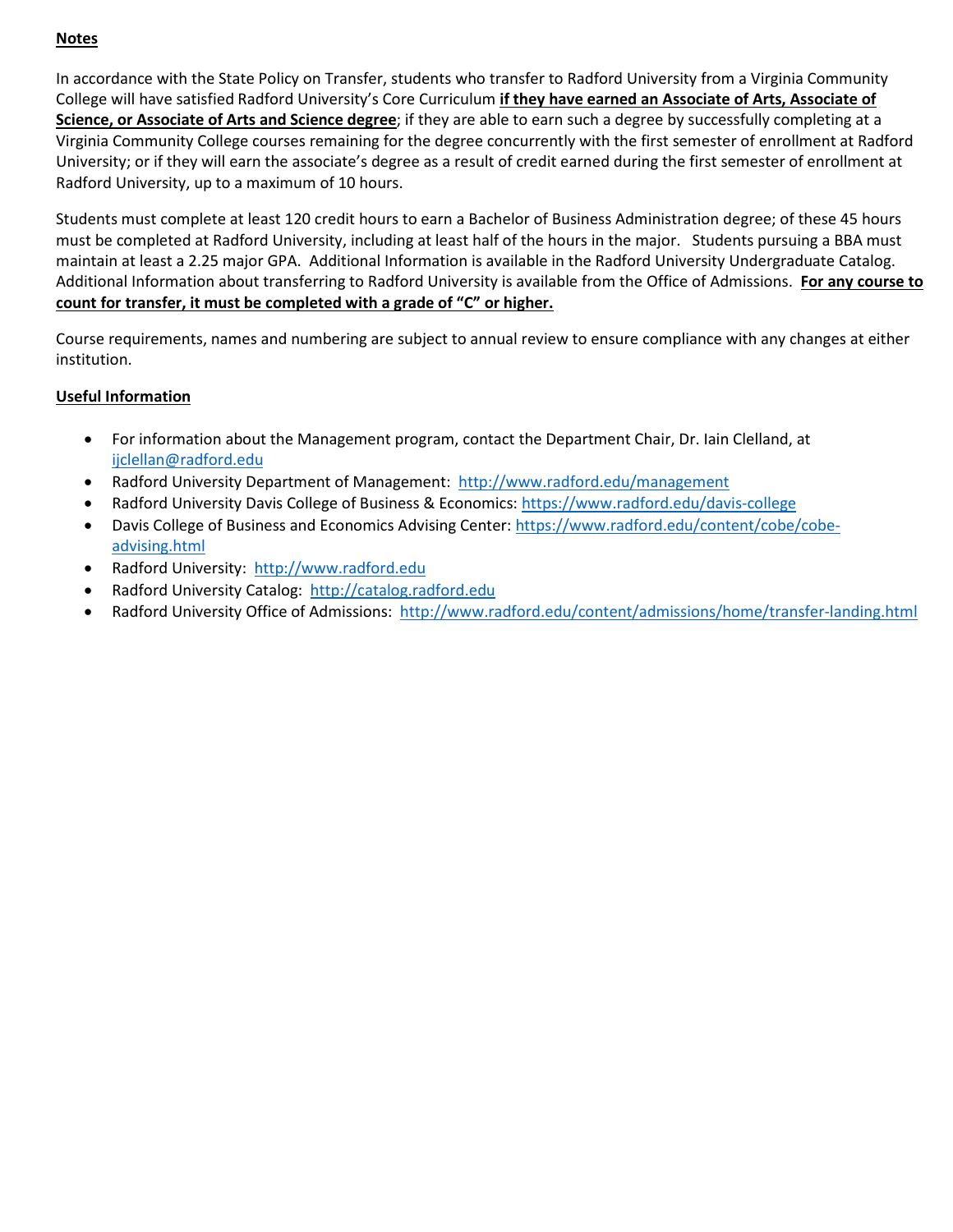**Notes**

In accordance with the State Policy on Transfer, students who transfer to Radford University from a Virginia Community College will have satisfied Radford University's Core Curriculum **if they have earned an Associate of Arts, Associate of Science, or Associate of Arts and Science degree**; if they are able to earn such a degree by successfully completing at a Virginia Community College courses remaining for the degree concurrently with the first semester of enrollment at Radford University; or if they will earn the associate's degree as a result of credit earned during the first semester of enrollment at Radford University, up to a maximum of 10 hours.

Students must complete at least 120 credit hours to earn a Bachelor of Business Administration degree; of these 45 hours must be completed at Radford University, including at least half of the hours in the major. Students pursuing a BBA must maintain at least a 2.25 major GPA. Additional Information is available in the Radford University Undergraduate Catalog. Additional Information about transferring to Radford University is available from the Office of Admissions. **For any course to count for transfer, it must be completed with a grade of "C" or higher.**

Course requirements, names and numbering are subject to annual review to ensure compliance with any changes at either institution.

**Useful Information**

- For information about the Management program, contact the Department Chair, Dr. Iain Clelland, at ijclellan@radford.edu
- Radford University Department of Management: http://www.radford.edu/management
- Radford University Davis College of Business & Economics: https://www.radford.edu/davis-college
- Davis College of Business and Economics Advising Center: https://www.radford.edu/content/cobe/cobe-advising.html
- Radford University: http://www.radford.edu
- Radford University Catalog: http://catalog.radford.edu
- Radford University Office of Admissions: http://www.radford.edu/content/admissions/home/transfer-landing.html